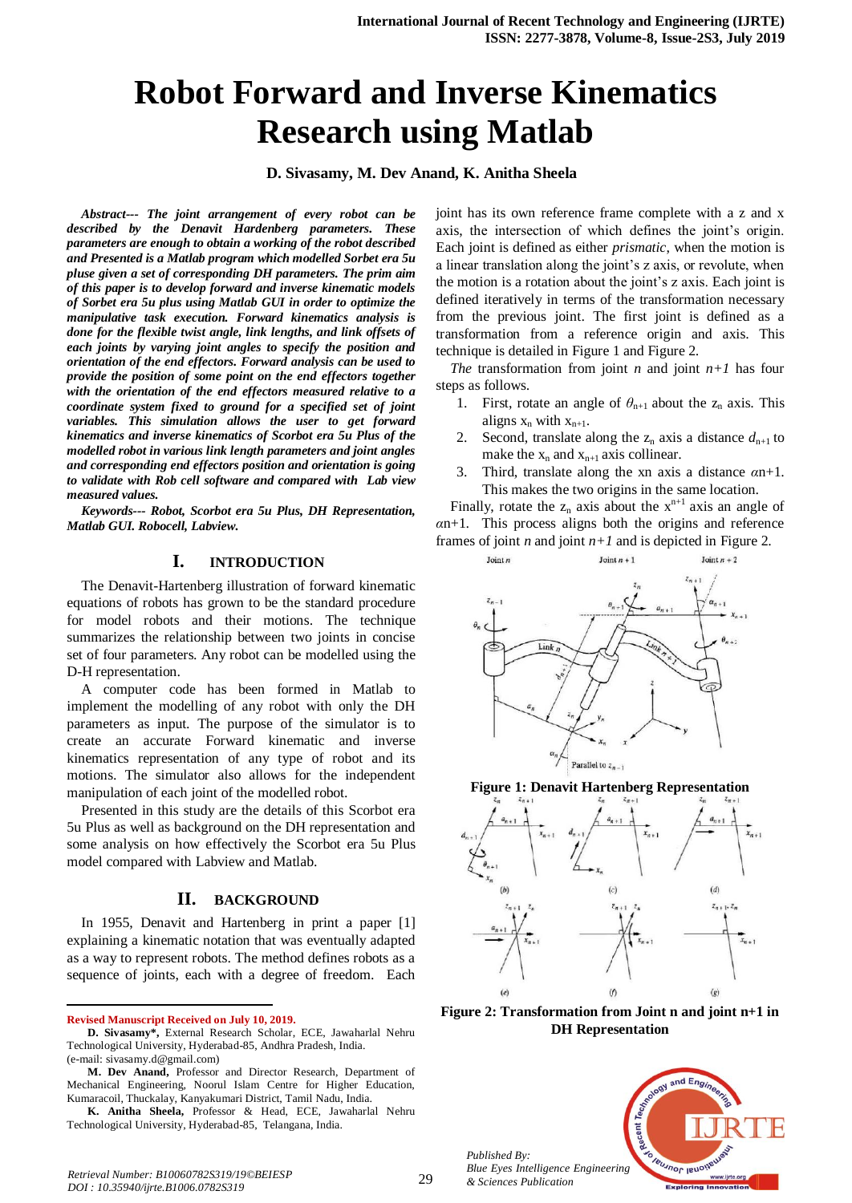# Robot Forward and Inverse Kinematics Research using Matlab

**D. Sivasamy, M. Dev Anand, K. Anitha Sheela**

***Abstract--- The joint arrangement of every robot can be described by the Denavit Hardenberg parameters. These parameters are enough to obtain a working of the robot described and Presented is a Matlab program which modelled Sorbet era 5u pluse given a set of corresponding DH parameters. The prim aim of this paper is to develop forward and inverse kinematic models of Sorbet era 5u plus using Matlab GUI in order to optimize the manipulative task execution. Forward kinematics analysis is done for the flexible twist angle, link lengths, and link offsets of each joints by varying joint angles to specify the position and orientation of the end effectors. Forward analysis can be used to provide the position of some point on the end effectors together with the orientation of the end effectors measured relative to a coordinate system fixed to ground for a specified set of joint variables. This simulation allows the user to get forward kinematics and inverse kinematics of Scorbot era 5u Plus of the modelled robot in various link length parameters and joint angles and corresponding end effectors position and orientation is going to validate with Rob cell software and compared with Lab view measured values.***

***Keywords--- Robot, Scorbot era 5u Plus, DH Representation, Matlab GUI. Robocell, Labview.***

## I. INTRODUCTION

The Denavit-Hartenberg illustration of forward kinematic equations of robots has grown to be the standard procedure for model robots and their motions. The technique summarizes the relationship between two joints in concise set of four parameters. Any robot can be modelled using the D-H representation.

A computer code has been formed in Matlab to implement the modelling of any robot with only the DH parameters as input. The purpose of the simulator is to create an accurate Forward kinematic and inverse kinematics representation of any type of robot and its motions. The simulator also allows for the independent manipulation of each joint of the modelled robot.

Presented in this study are the details of this Scorbot era 5u Plus as well as background on the DH representation and some analysis on how effectively the Scorbot era 5u Plus model compared with Labview and Matlab.

## II. BACKGROUND

In 1955, Denavit and Hartenberg in print a paper [1] explaining a kinematic notation that was eventually adapted as a way to represent robots. The method defines robots as a sequence of joints, each with a degree of freedom. Each joint has its own reference frame complete with a z and x axis, the intersection of which defines the joint's origin. Each joint is defined as either *prismatic*, when the motion is a linear translation along the joint's z axis, or revolute, when the motion is a rotation about the joint's z axis. Each joint is defined implicitly in terms of the transformation necessary from the previous joint. The first joint is defined as a transformation from a reference origin and axis. This technique is detailed in Figure 1 and Figure 2.

*The* transformation from joint *n* and joint *n+1* has four steps as follows.

1. First, rotate an angle of $\theta_{n+1}$ about the $z_n$ axis. This aligns $x_n$ with $x_{n+1}$.
2. Second, translate along the $z_n$ axis a distance $d_{n+1}$ to make the $x_n$ and $x_{n+1}$ axis collinear.
3. Third, translate along the xn axis a distance $\alpha$n+1. This makes the two origins in the same location.

Finally, rotate the $z_n$ axis about the $x^{n+1}$ axis an angle of $\alpha$n+1. This process aligns both the origins and reference frames of joint *n* and joint *n+1* and is depicted in Figure 2.

**Figure 1: Denavit Hartenberg Representation**

**Figure 2: Transformation from Joint n and joint n+1 in DH Representation**

---

**Revised Manuscript Received on July 10, 2019.**

**D. Sivasamy\*,** External Research Scholar, ECE, Jawaharlal Nehru Technological University, Hyderabad-85, Andhra Pradesh, India. (e-mail: sivasamy.d@gmail.com)

**M. Dev Anand,** Professor and Director Research, Department of Mechanical Engineering, Noorul Islam Centre for Higher Education, Kumaracoil, Thuckalay, Kanyakumari District, Tamil Nadu, India.

**K. Anitha Sheela,** Professor & Head, ECE, Jawaharlal Nehru Technological University, Hyderabad-85, Telangana, India.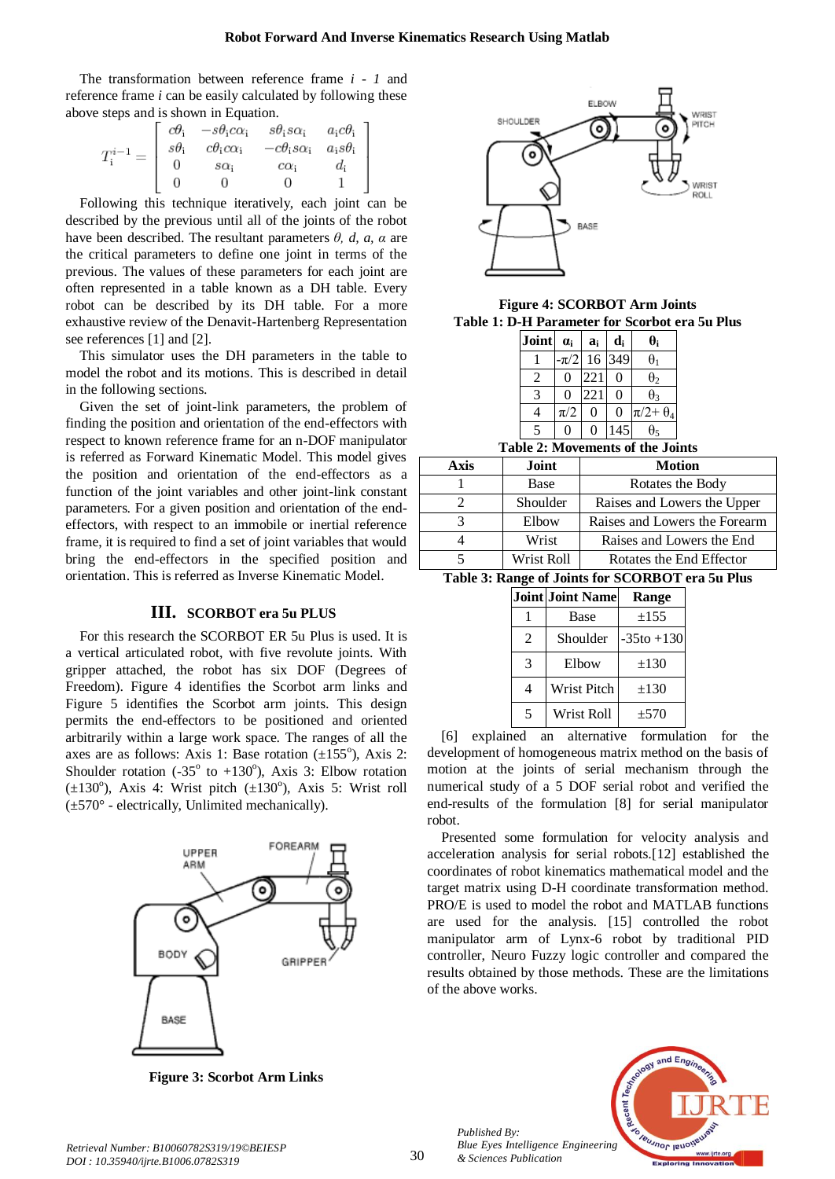The transformation between reference frame $i - 1$ and reference frame $i$ can be easily calculated by following these above steps and is shown in Equation.

$$T_i^{i-1} = \begin{bmatrix} c\theta_i & -s\theta_i c\alpha_i & s\theta_i s\alpha_i & a_i c\theta_i \\ s\theta_i & c\theta_i c\alpha_i & -c\theta_i s\alpha_i & a_i s\theta_i \\ 0 & s\alpha_i & c\alpha_i & d_i \\ 0 & 0 & 0 & 1 \end{bmatrix}$$

Following this technique iteratively, each joint can be described by the previous until all of the joints of the robot have been described. The resultant parameters $\theta$, $d$, $a$, $\alpha$ are the critical parameters to define one joint in terms of the previous. The values of these parameters for each joint are often represented in a table known as a DH table. Every robot can be described by its DH table. For a more exhaustive review of the Denavit-Hartenberg Representation see references [1] and [2].

This simulator uses the DH parameters in the table to model the robot and its motions. This is described in detail in the following sections.

Given the set of joint-link parameters, the problem of finding the position and orientation of the end-effectors with respect to known reference frame for an n-DOF manipulator is referred as Forward Kinematic Model. This model gives the position and orientation of the end-effectors as a function of the joint variables and other joint-link constant parameters. For a given position and orientation of the end-effectors, with respect to an immobile or inertial reference frame, it is required to find a set of joint variables that would bring the end-effectors in the specified position and orientation. This is referred as Inverse Kinematic Model.

## III. SCORBOT era 5u PLUS

For this research the SCORBOT ER 5u Plus is used. It is a vertical articulated robot, with five revolute joints. With gripper attached, the robot has six DOF (Degrees of Freedom). Figure 4 identifies the Scorbot arm links and Figure 5 identifies the Scorbot arm joints. This design permits the end-effectors to be positioned and oriented arbitrarily within a large work space. The ranges of all the axes are as follows: Axis 1: Base rotation (±155°), Axis 2: Shoulder rotation (-35° to +130°), Axis 3: Elbow rotation (±130°), Axis 4: Wrist pitch (±130°), Axis 5: Wrist roll (±570° - electrically, Unlimited mechanically).

**Figure 3: Scorbot Arm Links**

**Figure 4: SCORBOT Arm Joints**

**Table 1: D-H Parameter for Scorbot era 5u Plus**

| Joint | $\alpha_i$ | $a_i$ | $d_i$ | $\theta_i$ |
|---|---|---|---|---|
| 1 | $-\pi/2$ | 16 | 349 | $\theta_1$ |
| 2 | 0 | 221 | 0 | $\theta_2$ |
| 3 | 0 | 221 | 0 | $\theta_3$ |
| 4 | $\pi/2$ | 0 | 0 | $\pi/2+\theta_4$ |
| 5 | 0 | 0 | 145 | $\theta_5$ |

**Table 2: Movements of the Joints**

| Axis | Joint | Motion |
|---|---|---|
| 1 | Base | Rotates the Body |
| 2 | Shoulder | Raises and Lowers the Upper |
| 3 | Elbow | Raises and Lowers the Forearm |
| 4 | Wrist | Raises and Lowers the End |
| 5 | Wrist Roll | Rotates the End Effector |

**Table 3: Range of Joints for SCORBOT era 5u Plus**

| Joint | Joint Name | Range |
|---|---|---|
| 1 | Base | ±155 |
| 2 | Shoulder | -35to +130 |
| 3 | Elbow | ±130 |
| 4 | Wrist Pitch | ±130 |
| 5 | Wrist Roll | ±570 |

[6] explained an alternative formulation for the development of homogeneous matrix method on the basis of motion at the joints of serial mechanism through the numerical study of a 5 DOF serial robot and verified the end-results of the formulation [8] for serial manipulator robot.

Presented some formulation for velocity analysis and acceleration analysis for serial robots.[12] established the coordinates of robot kinematics mathematical model and the target matrix using D-H coordinate transformation method. PRO/E is used to model the robot and MATLAB functions are used for the analysis. [15] controlled the robot manipulator arm of Lynx-6 robot by traditional PID controller, Neuro Fuzzy logic controller and compared the results obtained by those methods. These are the limitations of the above works.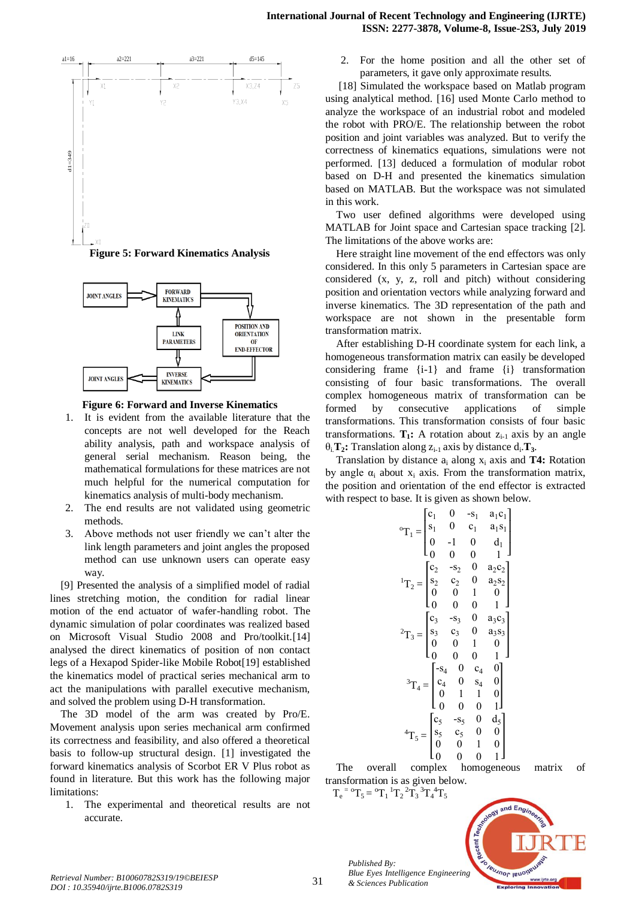Figure 5: Forward Kinematics Analysis

Figure 6: Forward and Inverse Kinematics

1. It is evident from the available literature that the concepts are not well developed for the Reach ability analysis, path and workspace analysis of general serial mechanism. Reason being, the mathematical formulations for these matrices are not much helpful for the numerical computation for kinematics analysis of multi-body mechanism.
2. The end results are not validated using geometric methods.
3. Above methods not user friendly we can't alter the link length parameters and joint angles the proposed method can use unknown users can operate easy way.

[9] Presented the analysis of a simplified model of radial lines stretching motion, the condition for radial linear motion of the end actuator of wafer-handling robot. The dynamic simulation of polar coordinates was realized based on Microsoft Visual Studio 2008 and Pro/toolkit.[14] analysed the direct kinematics of position of non contact legs of a Hexapod Spider-like Mobile Robot[19] established the kinematics model of practical series mechanical arm to act the manipulations with parallel executive mechanism, and solved the problem using D-H transformation.

The 3D model of the arm was created by Pro/E. Movement analysis upon series mechanical arm confirmed its correctness and feasibility, and also offered a theoretical basis to follow-up structural design. [1] investigated the forward kinematics analysis of Scorbot ER V Plus robot as found in literature. But this work has the following major limitations:

1. The experimental and theoretical results are not accurate.
2. For the home position and all the other set of parameters, it gave only approximate results.

[18] Simulated the workspace based on Matlab program using analytical method. [16] used Monte Carlo method to analyze the workspace of an industrial robot and modeled the robot with PRO/E. The relationship between the robot position and joint variables was analyzed. But to verify the correctness of kinematics equations, simulations were not performed. [13] deduced a formulation of modular robot based on D-H and presented the kinematics simulation based on MATLAB. But the workspace was not simulated in this work.

Two user defined algorithms were developed using MATLAB for Joint space and Cartesian space tracking [2]. The limitations of the above works are:

Here straight line movement of the end effectors was only considered. In this only 5 parameters in Cartesian space are considered (x, y, z, roll and pitch) without considering position and orientation vectors while analyzing forward and inverse kinematics. The 3D representation of the path and workspace are not shown in the presentable form transformation matrix.

After establishing D-H coordinate system for each link, a homogeneous transformation matrix can easily be developed considering frame {i-1} and frame {i} transformation consisting of four basic transformations. The overall complex homogeneous matrix of transformation can be formed by consecutive applications of simple transformations. This transformation consists of four basic transformations. **$T_1$:** A rotation about $z_{i-1}$ axis by an angle $\theta_i$. **$T_2$:** Translation along $z_{i-1}$ axis by distance $d_i$. **$T_3$.** Translation by distance $a_i$ along $x_i$ axis and **T4:** Rotation by angle $\alpha_i$ about $x_i$ axis. From the transformation matrix, the position and orientation of the end effector is extracted with respect to base. It is given as shown below.

$$
{}^{0}T_1 = \begin{bmatrix} c_1 & 0 & -s_1 & a_1c_1 \\ s_1 & 0 & c_1 & a_1s_1 \\ 0 & -1 & 0 & d_1 \\ 0 & 0 & 0 & 1 \end{bmatrix}
$$

$$
{}^{1}T_2 = \begin{bmatrix} c_2 & -s_2 & 0 & a_2c_2 \\ s_2 & c_2 & 0 & a_2s_2 \\ 0 & 0 & 1 & 0 \\ 0 & 0 & 0 & 1 \end{bmatrix}
$$

$$
{}^{2}T_3 = \begin{bmatrix} c_3 & -s_3 & 0 & a_3c_3 \\ s_3 & c_3 & 0 & a_3s_3 \\ 0 & 0 & 1 & 0 \\ 0 & 0 & 0 & 1 \end{bmatrix}
$$

$$
{}^{3}T_4 = \begin{bmatrix} -s_4 & 0 & c_4 & 0 \\ c_4 & 0 & s_4 & 0 \\ 0 & 1 & 1 & 0 \\ 0 & 0 & 0 & 1 \end{bmatrix}
$$

$$
{}^{4}T_5 = \begin{bmatrix} c_5 & -s_5 & 0 & d_5 \\ s_5 & c_5 & 0 & 0 \\ 0 & 0 & 1 & 0 \\ 0 & 0 & 0 & 1 \end{bmatrix}
$$

The overall complex homogeneous matrix of transformation is as given below.

$$
T_e = {}^{0}T_5 = {}^{0}T_1\,{}^{1}T_2\,{}^{2}T_3\,{}^{3}T_4\,{}^{4}T_5
$$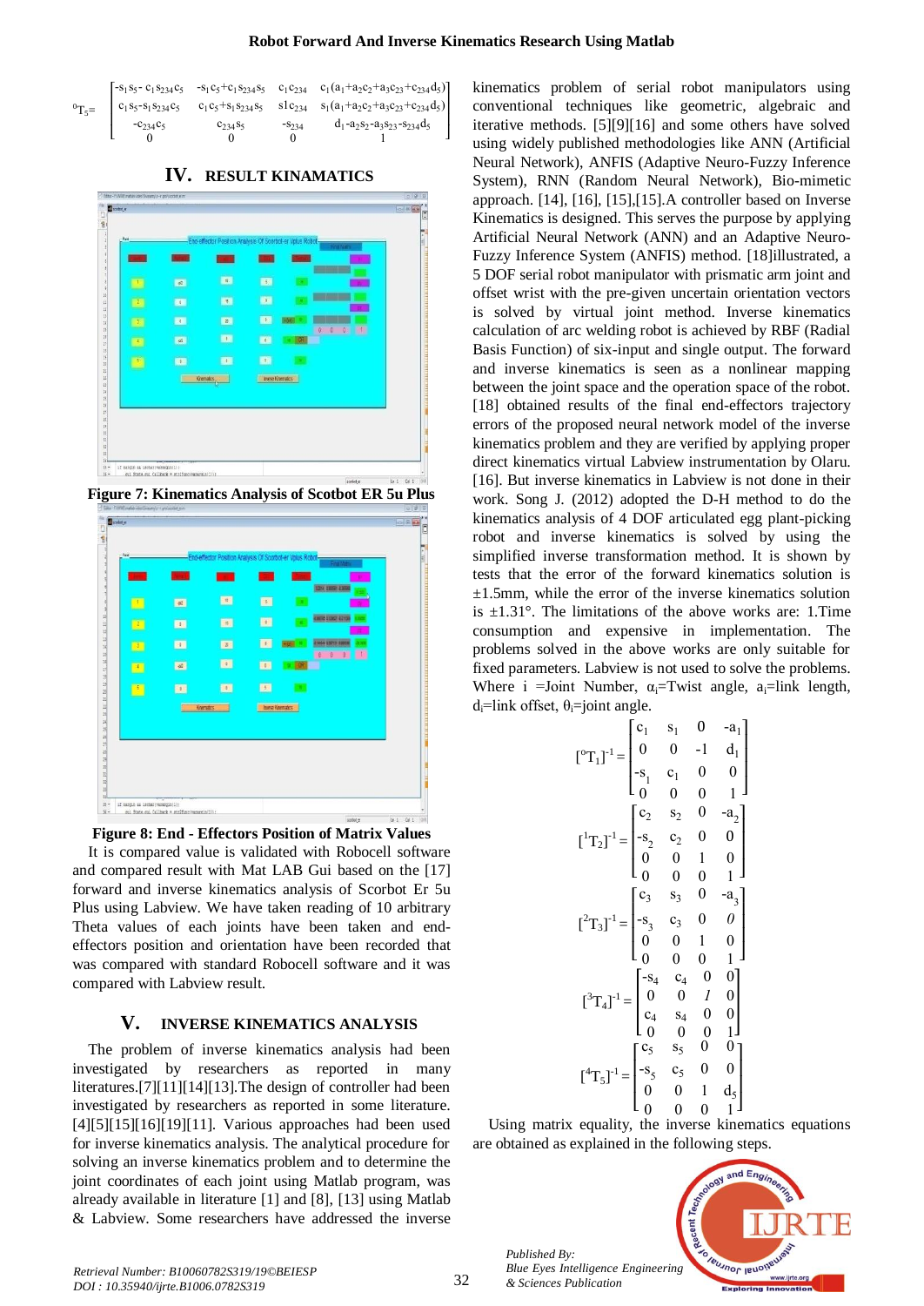$$
{}^{0}T_5 = \begin{bmatrix} -s_1 s_5 - c_1 s_{234} c_5 & -s_1 c_5 + c_1 s_{234} s_5 & c_1 c_{234} & c_1(a_1 + a_2 c_2 + a_3 c_{23} + c_{234} d_5) \\ c_1 s_5 - s_1 s_{234} c_5 & c_1 c_5 + s_1 s_{234} s_5 & s1 c_{234} & s_1(a_1 + a_2 c_2 + a_3 c_{23} + c_{234} d_5) \\ -c_{234} c_5 & c_{234} s_5 & -s_{234} & d_1 - a_2 s_2 - a_3 s_{23} - s_{234} d_5 \\ 0 & 0 & 0 & 1 \end{bmatrix}
$$

## IV. RESULT KINEMATICS

Figure 7: Kinematics Analysis of Scotbot ER 5u Plus

Figure 8: End - Effectors Position of Matrix Values

It is compared value is validated with Robocell software and compared result with Mat LAB Gui based on the [17] forward and inverse kinematics analysis of Scorbot Er 5u Plus using Labview. We have taken reading of 10 arbitrary Theta values of each joints have been taken and end-effectors position and orientation have been recorded that was compared with standard Robocell software and it was compared with Labview result.

## V. INVERSE KINEMATICS ANALYSIS

The problem of inverse kinematics analysis had been investigated by researchers as reported in many literatures.[7][11][14][13].The design of controller had been investigated by researchers as reported in some literature.[4][5][15][16][19][11]. Various approaches had been used for inverse kinematics analysis. The analytical procedure for solving an inverse kinematics problem and to determine the joint coordinates of each joint using Matlab program, was already available in literature [1] and [8], [13] using Matlab & Labview. Some researchers have addressed the inverse kinematics problem of serial robot manipulators using conventional techniques like geometric, algebraic and iterative methods. [5][9][16] and some others have solved using widely published methodologies like ANN (Artificial Neural Network), ANFIS (Adaptive Neuro-Fuzzy Inference System), RNN (Random Neural Network), Bio-mimetic approach. [14], [16], [15],[15].A controller based on Inverse Kinematics is designed. This serves the purpose by applying Artificial Neural Network (ANN) and an Adaptive Neuro-Fuzzy Inference System (ANFIS) method. [18]illustrated, a 5 DOF serial robot manipulator with prismatic arm joint and offset wrist with the pre-given uncertain orientation vectors is solved by virtual joint method. Inverse kinematics calculation of arc welding robot is achieved by RBF (Radial Basis Function) of six-input and single output. The forward and inverse kinematics is seen as a nonlinear mapping between the joint space and the operation space of the robot. [18] obtained results of the final end-effectors trajectory errors of the proposed neural network model of the inverse kinematics problem and they are verified by applying proper direct kinematics virtual Labview instrumentation by Olaru. [16]. But inverse kinematics in Labview is not done in their work. Song J. (2012) adopted the D-H method to do the kinematics analysis of 4 DOF articulated egg plant-picking robot and inverse kinematics is solved by using the simplified inverse transformation method. It is shown by tests that the error of the forward kinematics solution is ±1.5mm, while the error of the inverse kinematics solution is ±1.31°. The limitations of the above works are: 1.Time consumption and expensive in implementation. The problems solved in the above works are only suitable for fixed parameters. Labview is not used to solve the problems. Where i =Joint Number, $\alpha_i$=Twist angle, $a_i$=link length, $d_i$=link offset, $\theta_i$=joint angle.

$$
[{}^{0}T_1]^{-1} = \begin{bmatrix} c_1 & s_1 & 0 & -a_1 \\ 0 & 0 & -1 & d_1 \\ -s_1 & c_1 & 0 & 0 \\ 0 & 0 & 0 & 1 \end{bmatrix}
$$

$$
[{}^{1}T_2]^{-1} = \begin{bmatrix} c_2 & s_2 & 0 & -a_2 \\ -s_2 & c_2 & 0 & 0 \\ 0 & 0 & 1 & 0 \\ 0 & 0 & 0 & 1 \end{bmatrix}
$$

$$
[{}^{2}T_3]^{-1} = \begin{bmatrix} c_3 & s_3 & 0 & -a_3 \\ -s_3 & c_3 & 0 & 0 \\ 0 & 0 & 1 & 0 \\ 0 & 0 & 0 & 1 \end{bmatrix}
$$

$$
[{}^{3}T_4]^{-1} = \begin{bmatrix} -s_4 & c_4 & 0 & 0 \\ 0 & 0 & 1 & 0 \\ c_4 & s_4 & 0 & 0 \\ 0 & 0 & 0 & 1 \end{bmatrix}
$$

$$
[{}^{4}T_5]^{-1} = \begin{bmatrix} c_5 & s_5 & 0 & 0 \\ -s_5 & c_5 & 0 & 0 \\ 0 & 0 & 1 & d_5 \\ 0 & 0 & 0 & 1 \end{bmatrix}
$$

Using matrix equality, the inverse kinematics equations are obtained as explained in the following steps.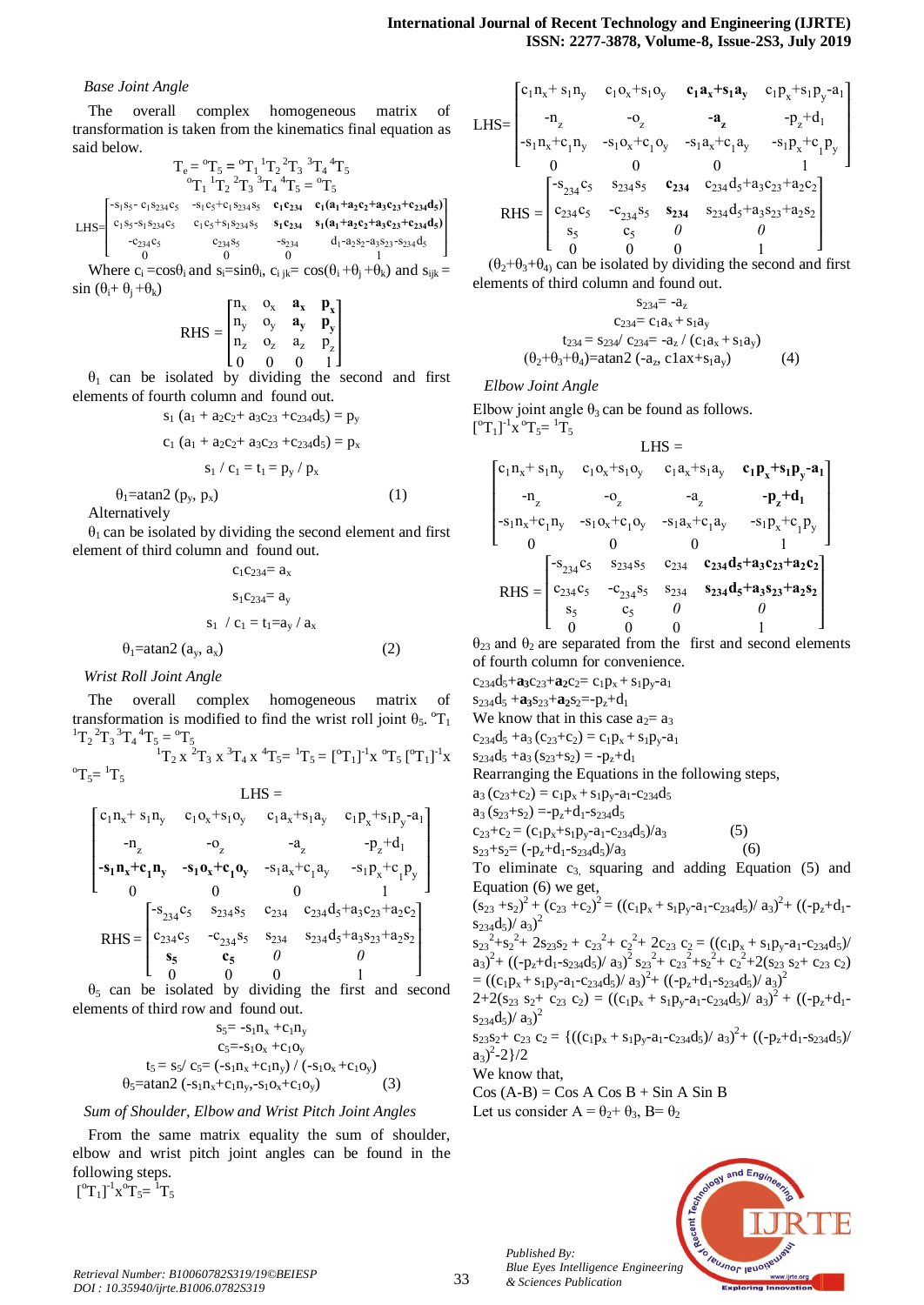*Base Joint Angle*

The overall complex homogeneous matrix of transformation is taken from the kinematics final equation as said below.

$$T_e = {}^{o}T_5 = {}^{o}T_1\, {}^{1}T_2\, {}^{2}T_3\, {}^{3}T_4\, {}^{4}T_5$$

$${}^{o}T_1\, {}^{1}T_2\, {}^{2}T_3\, {}^{3}T_4\, {}^{4}T_5 = {}^{o}T_5$$

$$\text{LHS}=\begin{bmatrix} -s_1 s_5 - c_1 s_{234} c_5 & -s_1 c_5 + c_1 s_{234} s_5 & \mathbf{c_1 c_{234}} & \mathbf{c_1(a_1+a_2c_2+a_3c_{23}+c_{234}d_5)} \\ c_1 s_5 - s_1 s_{234} c_5 & c_1 c_5 + s_1 s_{234} s_5 & \mathbf{s_1 c_{234}} & \mathbf{s_1(a_1+a_2c_2+a_3c_{23}+c_{234}d_5)} \\ -c_{234} c_5 & c_{234} s_5 & -s_{234} & d_1 - a_2 s_2 - a_3 s_{23} - s_{234} d_5 \\ 0 & 0 & 0 & 1 \end{bmatrix}$$

Where $c_i = \cos\theta_i$ and $s_i = \sin\theta_i$, $c_{ijk} = \cos(\theta_i + \theta_j + \theta_k)$ and $s_{ijk} = \sin(\theta_i + \theta_j + \theta_k)$

$$\text{RHS} = \begin{bmatrix} n_x & o_x & \mathbf{a_x} & \mathbf{p_x} \\ n_y & o_y & \mathbf{a_y} & \mathbf{p_y} \\ n_z & o_z & a_z & p_z \\ 0 & 0 & 0 & 1 \end{bmatrix}$$

$\theta_1$ can be isolated by dividing the second and first elements of fourth column and found out.

$$s_1 (a_1 + a_2c_2 + a_3c_{23} + c_{234}d_5) = p_y$$

$$c_1 (a_1 + a_2c_2 + a_3c_{23} + c_{234}d_5) = p_x$$

$$s_1 / c_1 = t_1 = p_y / p_x$$

$$\theta_1 = \text{atan2}(p_y, p_x) \qquad (1)$$

Alternatively

$\theta_1$ can be isolated by dividing the second element and first element of third column and found out.

$$c_1 c_{234} = a_x$$

$$s_1 c_{234} = a_y$$

$$s_1 / c_1 = t_1 = a_y / a_x$$

$$\theta_1 = \text{atan2}(a_y, a_x) \qquad (2)$$

*Wrist Roll Joint Angle*

The overall complex homogeneous matrix of transformation is modified to find the wrist roll joint $\theta_5$. ${}^{o}T_1\, {}^{1}T_2\, {}^{2}T_3\, {}^{3}T_4\, {}^{4}T_5 = {}^{o}T_5$

$${}^{1}T_2 \times {}^{2}T_3 \times {}^{3}T_4 \times {}^{4}T_5 = {}^{1}T_5 = [{}^{o}T_1]^{-1} \times {}^{o}T_5\, [{}^{o}T_1]^{-1} \times {}^{o}T_5 = {}^{1}T_5$$

$$\text{LHS} = \begin{bmatrix} c_1 n_x + s_1 n_y & c_1 o_x + s_1 o_y & c_1 a_x + s_1 a_y & c_1 p_x + s_1 p_y - a_1 \\ -n_z & -o_z & -a_z & -p_z + d_1 \\ \mathbf{-s_1 n_x + c_1 n_y} & \mathbf{-s_1 o_x + c_1 o_y} & -s_1 a_x + c_1 a_y & -s_1 p_x + c_1 p_y \\ 0 & 0 & 0 & 1 \end{bmatrix}$$

$$\text{RHS} = \begin{bmatrix} -s_{234} c_5 & s_{234} s_5 & c_{234} & c_{234} d_5 + a_3 c_{23} + a_2 c_2 \\ c_{234} c_5 & -c_{234} s_5 & s_{234} & s_{234} d_5 + a_3 s_{23} + a_2 s_2 \\ \mathbf{s_5} & \mathbf{c_5} & 0 & 0 \\ 0 & 0 & 0 & 1 \end{bmatrix}$$

$\theta_5$ can be isolated by dividing the first and second elements of third row and found out.

$$s_5 = -s_1 n_x + c_1 n_y$$

$$c_5 = -s_1 o_x + c_1 o_y$$

$$t_5 = s_5 / c_5 = (-s_1 n_x + c_1 n_y) / (-s_1 o_x + c_1 o_y)$$

$$\theta_5 = \text{atan2}(-s_1 n_x + c_1 n_y, -s_1 o_x + c_1 o_y) \qquad (3)$$

*Sum of Shoulder, Elbow and Wrist Pitch Joint Angles*

From the same matrix equality the sum of shoulder, elbow and wrist pitch joint angles can be found in the following steps.

$$[{}^{o}T_1]^{-1} \times {}^{o}T_5 = {}^{1}T_5$$

$$\text{LHS} = \begin{bmatrix} c_1 n_x + s_1 n_y & c_1 o_x + s_1 o_y & \mathbf{c_1 a_x + s_1 a_y} & c_1 p_x + s_1 p_y - a_1 \\ -n_z & -o_z & \mathbf{-a_z} & -p_z + d_1 \\ -s_1 n_x + c_1 n_y & -s_1 o_x + c_1 o_y & -s_1 a_x + c_1 a_y & -s_1 p_x + c_1 p_y \\ 0 & 0 & 0 & 1 \end{bmatrix}$$

$$\text{RHS} = \begin{bmatrix} -s_{234} c_5 & s_{234} s_5 & \mathbf{c_{234}} & c_{234} d_5 + a_3 c_{23} + a_2 c_2 \\ c_{234} c_5 & -c_{234} s_5 & \mathbf{s_{234}} & s_{234} d_5 + a_3 s_{23} + a_2 s_2 \\ s_5 & c_5 & 0 & 0 \\ 0 & 0 & 0 & 1 \end{bmatrix}$$

$(\theta_2+\theta_3+\theta_4)$ can be isolated by dividing the second and first elements of third column and found out.

$$s_{234} = -a_z$$

$$c_{234} = c_1 a_x + s_1 a_y$$

$$t_{234} = s_{234} / c_{234} = -a_z / (c_1 a_x + s_1 a_y)$$

$$(\theta_2+\theta_3+\theta_4) = \text{atan2}(-a_z, c1ax + s_1 a_y) \qquad (4)$$

*Elbow Joint Angle*

Elbow joint angle $\theta_3$ can be found as follows.

$$[{}^{o}T_1]^{-1} \times {}^{o}T_5 = {}^{1}T_5$$

$$\text{LHS} = \begin{bmatrix} c_1 n_x + s_1 n_y & c_1 o_x + s_1 o_y & c_1 a_x + s_1 a_y & \mathbf{c_1 p_x + s_1 p_y - a_1} \\ -n_z & -o_z & -a_z & \mathbf{-p_z + d_1} \\ -s_1 n_x + c_1 n_y & -s_1 o_x + c_1 o_y & -s_1 a_x + c_1 a_y & -s_1 p_x + c_1 p_y \\ 0 & 0 & 0 & 1 \end{bmatrix}$$

$$\text{RHS} = \begin{bmatrix} -s_{234} c_5 & s_{234} s_5 & c_{234} & \mathbf{c_{234} d_5 + a_3 c_{23} + a_2 c_2} \\ c_{234} c_5 & -c_{234} s_5 & s_{234} & \mathbf{s_{234} d_5 + a_3 s_{23} + a_2 s_2} \\ s_5 & c_5 & 0 & 0 \\ 0 & 0 & 0 & 1 \end{bmatrix}$$

$\theta_{23}$ and $\theta_2$ are separated from the first and second elements of fourth column for convenience.

$c_{234} d_5 + \mathbf{a_3} c_{23} + \mathbf{a_2} c_2 = c_1 p_x + s_1 p_y - a_1$

$s_{234} d_5 + \mathbf{a_3} s_{23} + \mathbf{a_2} s_2 = -p_z + d_1$

We know that in this case $a_2 = a_3$

$c_{234} d_5 + a_3 (c_{23} + c_2) = c_1 p_x + s_1 p_y - a_1$

$s_{234} d_5 + a_3 (s_{23} + s_2) = -p_z + d_1$

Rearranging the Equations in the following steps,

$a_3 (c_{23} + c_2) = c_1 p_x + s_1 p_y - a_1 - c_{234} d_5$

$a_3 (s_{23} + s_2) = -p_z + d_1 - s_{234} d_5$

$$c_{23} + c_2 = (c_1 p_x + s_1 p_y - a_1 - c_{234} d_5) / a_3 \qquad (5)$$

$$s_{23} + s_2 = (-p_z + d_1 - s_{234} d_5) / a_3 \qquad (6)$$

To eliminate $c_3$, squaring and adding Equation (5) and Equation (6) we get,

$(s_{23} + s_2)^2 + (c_{23} + c_2)^2 = ((c_1 p_x + s_1 p_y - a_1 - c_{234} d_5) / a_3)^2 + ((-p_z + d_1 - s_{234} d_5) / a_3)^2$

$s_{23}^2 + s_2^2 + 2 s_{23} s_2 + c_{23}^2 + c_2^2 + 2 c_{23} c_2 = ((c_1 p_x + s_1 p_y - a_1 - c_{234} d_5) / a_3)^2 + ((-p_z + d_1 - s_{234} d_5) / a_3)^2$ $s_{23}^2 + c_{23}^2 + s_2^2 + c_2^2 + 2(s_{23} s_2 + c_{23} c_2) = ((c_1 p_x + s_1 p_y - a_1 - c_{234} d_5) / a_3)^2 + ((-p_z + d_1 - s_{234} d_5) / a_3)^2$

$2 + 2(s_{23} s_2 + c_{23} c_2) = ((c_1 p_x + s_1 p_y - a_1 - c_{234} d_5) / a_3)^2 + ((-p_z + d_1 - s_{234} d_5) / a_3)^2$

$s_{23} s_2 + c_{23} c_2 = \{((c_1 p_x + s_1 p_y - a_1 - c_{234} d_5) / a_3)^2 + ((-p_z + d_1 - s_{234} d_5) / a_3)^2 - 2\} / 2$

We know that,

$\cos(A-B) = \cos A \cos B + \sin A \sin B$

Let us consider $A = \theta_2 + \theta_3$, $B = \theta_2$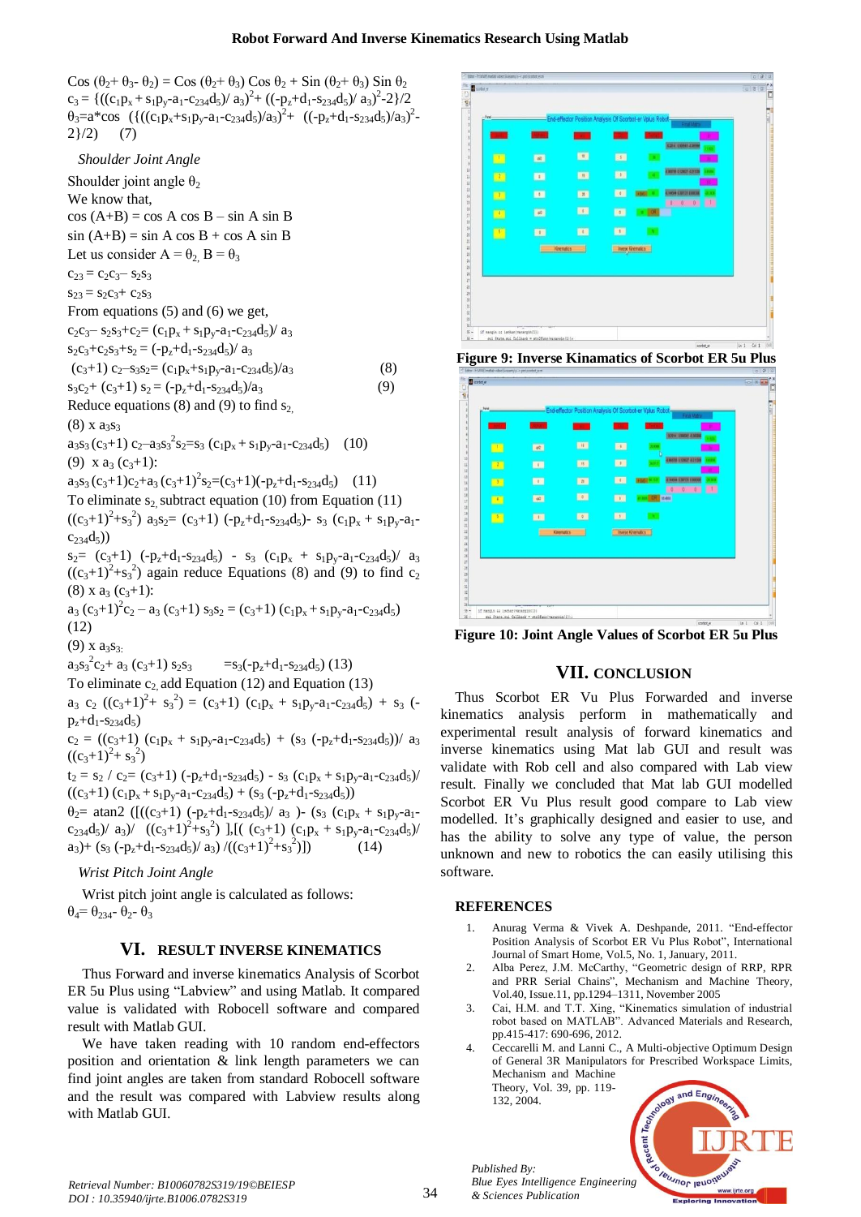$\cos(\theta_2+\theta_3-\theta_2) = \cos(\theta_2+\theta_3)\cos\theta_2 + \sin(\theta_2+\theta_3)\sin\theta_2$

$c_3 = \{((c_1p_x + s_1p_y - a_1 - c_{234}d_5)/a_3)^2 + ((-p_z+d_1-s_{234}d_5)/a_3)^2 - 2\}/2$

$\theta_3 = a*\cos(\{(((c_1p_x+s_1p_y-a_1-c_{234}d_5)/a_3)^2 + ((-p_z+d_1-s_{234}d_5)/a_3)^2 - 2\}/2)$ (7)

*Shoulder Joint Angle*

Shoulder joint angle $\theta_2$

We know that,

$\cos(A+B) = \cos A \cos B - \sin A \sin B$

$\sin(A+B) = \sin A \cos B + \cos A \sin B$

Let us consider $A = \theta_2,\ B = \theta_3$

$c_{23} = c_2c_3 - s_2s_3$

$s_{23} = s_2c_3 + c_2s_3$

From equations (5) and (6) we get,

$c_2c_3 - s_2s_3 + c_2 = (c_1p_x + s_1p_y - a_1 - c_{234}d_5)/a_3$

$s_2c_3 + c_2s_3 + s_2 = (-p_z+d_1-s_{234}d_5)/a_3$

$(c_3+1)\,c_2 - s_3s_2 = (c_1p_x+s_1p_y-a_1-c_{234}d_5)/a_3$ (8)

$s_3c_2 + (c_3+1)\,s_2 = (-p_z+d_1-s_{234}d_5)/a_3$ (9)

Reduce equations (8) and (9) to find $s_2$,

(8) x $a_3s_3$

$a_3s_3(c_3+1)\,c_2 - a_3s_3^2s_2 = s_3\,(c_1p_x + s_1p_y - a_1 - c_{234}d_5)$ (10)

(9) x $a_3\,(c_3+1)$:

$a_3s_3(c_3+1)c_2 + a_3(c_3+1)^2s_2 = (c_3+1)(-p_z+d_1-s_{234}d_5)$ (11)

To eliminate $s_2$, subtract equation (10) from Equation (11)

$((c_3+1)^2+s_3^2)\,a_3s_2 = (c_3+1)\,(-p_z+d_1-s_{234}d_5) - s_3\,(c_1p_x + s_1p_y - a_1 - c_{234}d_5))$

$s_2 = (c_3+1)\,(-p_z+d_1-s_{234}d_5) - s_3\,(c_1p_x + s_1p_y - a_1 - c_{234}d_5)/\,a_3\,((c_3+1)^2+s_3^2)$ again reduce Equations (8) and (9) to find $c_2$

(8) x $a_3\,(c_3+1)$:

$a_3\,(c_3+1)^2c_2 - a_3\,(c_3+1)\,s_3s_2 = (c_3+1)\,(c_1p_x + s_1p_y - a_1 - c_{234}d_5)$ (12)

(9) x $a_3s_3$:

$a_3s_3^2c_2 + a_3\,(c_3+1)\,s_2s_3 = s_3(-p_z+d_1-s_{234}d_5)$ (13)

To eliminate $c_2$, add Equation (12) and Equation (13)

$a_3\,c_2\,((c_3+1)^2 + s_3^2) = (c_3+1)\,(c_1p_x + s_1p_y - a_1 - c_{234}d_5) + s_3\,(-p_z+d_1-s_{234}d_5)$

$c_2 = ((c_3+1)\,(c_1p_x + s_1p_y - a_1 - c_{234}d_5) + (s_3\,(-p_z+d_1-s_{234}d_5))/\,a_3\,((c_3+1)^2 + s_3^2)$

$t_2 = s_2 / c_2 = (c_3+1)\,(-p_z+d_1-s_{234}d_5) - s_3\,(c_1p_x + s_1p_y - a_1 - c_{234}d_5)/\,((c_3+1)\,(c_1p_x + s_1p_y - a_1 - c_{234}d_5) + (s_3\,(-p_z+d_1-s_{234}d_5))$

$\theta_2 = \text{atan2}\,([((c_3+1)\,(-p_z+d_1-s_{234}d_5)/\,a_3\,) - (s_3\,(c_1p_x + s_1p_y - a_1 - c_{234}d_5)/\,a_3)/\,((c_3+1)^2+s_3^2)\,],[(\,(c_3+1)\,(c_1p_x + s_1p_y - a_1 - c_{234}d_5)/\,a_3) + (s_3\,(-p_z+d_1-s_{234}d_5)/\,a_3)\,/((c_3+1)^2+s_3^2)])$ (14)

*Wrist Pitch Joint Angle*

Wrist pitch joint angle is calculated as follows:

$\theta_4 = \theta_{234} - \theta_2 - \theta_3$

## VI. RESULT INVERSE KINEMATICS

Thus Forward and inverse kinematics Analysis of Scorbot ER 5u Plus using "Labview" and using Matlab. It compared value is validated with Robocell software and compared result with Matlab GUI.

We have taken reading with 10 random end-effectors position and orientation & link length parameters we can find joint angles are taken from standard Robocell software and the result was compared with Labview results along with Matlab GUI.

**Figure 9: Inverse Kinamatics of Scorbot ER 5u Plus**

**Figure 10: Joint Angle Values of Scorbot ER 5u Plus**

## VII. CONCLUSION

Thus Scorbot ER Vu Plus Forwarded and inverse kinematics analysis perform in mathematically and experimental result analysis of forward kinematics and inverse kinematics using Mat lab GUI and result was validate with Rob cell and also compared with Lab view result. Finally we concluded that Mat lab GUI modelled Scorbot ER Vu Plus result good compare to Lab view modelled. It's graphically designed and easier to use, and has the ability to solve any type of value, the person unknown and new to robotics the can easily utilising this software.

## REFERENCES

1. Anurag Verma & Vivek A. Deshpande, 2011. "End-effector Position Analysis of Scorbot ER Vu Plus Robot", International Journal of Smart Home, Vol.5, No. 1, January, 2011.
2. Alba Perez, J.M. McCarthy, "Geometric design of RRP, RPR and PRR Serial Chains", Mechanism and Machine Theory, Vol.40, Issue.11, pp.1294–1311, November 2005
3. Cai, H.M. and T.T. Xing, "Kinematics simulation of industrial robot based on MATLAB". Advanced Materials and Research, pp.415-417: 690-696, 2012.
4. Ceccarelli M. and Lanni C., A Multi-objective Optimum Design of General 3R Manipulators for Prescribed Workspace Limits, Mechanism and Machine Theory, Vol. 39, pp. 119-132, 2004.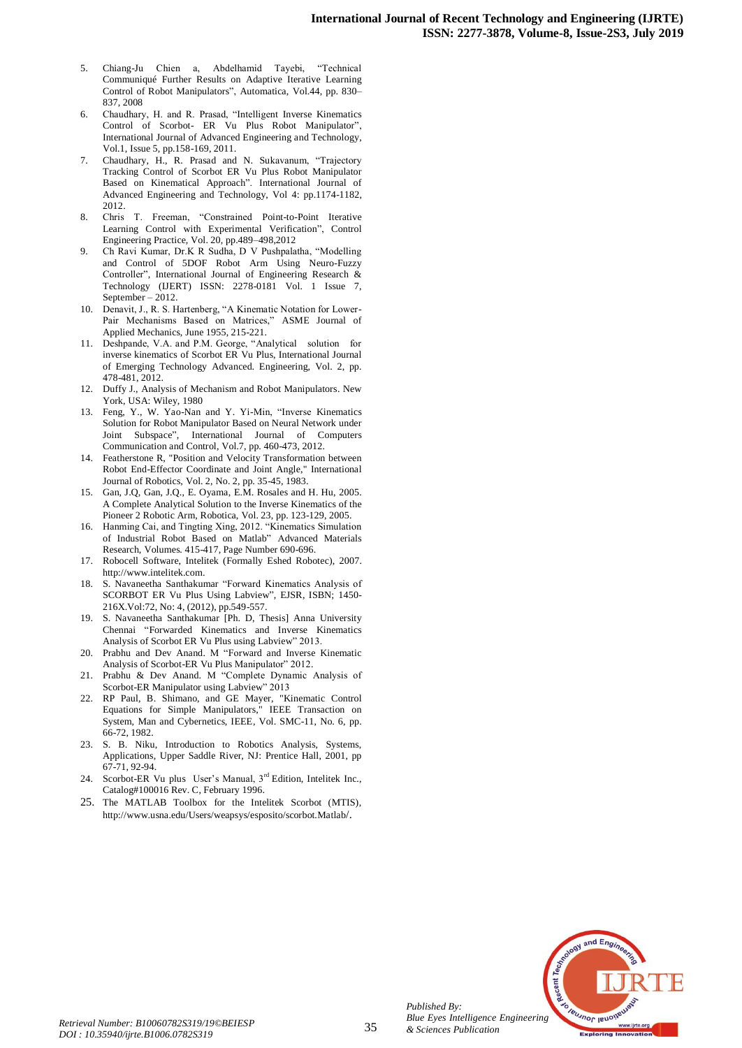5. Chiang-Ju Chien a, Abdelhamid Tayebi, "Technical Communiqué Further Results on Adaptive Iterative Learning Control of Robot Manipulators", Automatica, Vol.44, pp. 830–837, 2008
6. Chaudhary, H. and R. Prasad, "Intelligent Inverse Kinematics Control of Scorbot- ER Vu Plus Robot Manipulator", International Journal of Advanced Engineering and Technology, Vol.1, Issue 5, pp.158-169, 2011.
7. Chaudhary, H., R. Prasad and N. Sukavanum, "Trajectory Tracking Control of Scorbot ER Vu Plus Robot Manipulator Based on Kinematical Approach". International Journal of Advanced Engineering and Technology, Vol 4: pp.1174-1182, 2012.
8. Chris T. Freeman, "Constrained Point-to-Point Iterative Learning Control with Experimental Verification", Control Engineering Practice, Vol. 20, pp.489–498,2012
9. Ch Ravi Kumar, Dr.K R Sudha, D V Pushpalatha, "Modelling and Control of 5DOF Robot Arm Using Neuro-Fuzzy Controller", International Journal of Engineering Research & Technology (IJERT) ISSN: 2278-0181 Vol. 1 Issue 7, September – 2012.
10. Denavit, J., R. S. Hartenberg, "A Kinematic Notation for Lower-Pair Mechanisms Based on Matrices," ASME Journal of Applied Mechanics, June 1955, 215-221.
11. Deshpande, V.A. and P.M. George, "Analytical solution for inverse kinematics of Scorbot ER Vu Plus, International Journal of Emerging Technology Advanced. Engineering, Vol. 2, pp. 478-481, 2012.
12. Duffy J., Analysis of Mechanism and Robot Manipulators. New York, USA: Wiley, 1980
13. Feng, Y., W. Yao-Nan and Y. Yi-Min, "Inverse Kinematics Solution for Robot Manipulator Based on Neural Network under Joint Subspace", International Journal of Computers Communication and Control, Vol.7, pp. 460-473, 2012.
14. Featherstone R, "Position and Velocity Transformation between Robot End-Effector Coordinate and Joint Angle," International Journal of Robotics, Vol. 2, No. 2, pp. 35-45, 1983.
15. Gan, J.Q, Gan, J.Q., E. Oyama, E.M. Rosales and H. Hu, 2005. A Complete Analytical Solution to the Inverse Kinematics of the Pioneer 2 Robotic Arm, Robotica, Vol. 23, pp. 123-129, 2005.
16. Hanming Cai, and Tingting Xing, 2012. "Kinematics Simulation of Industrial Robot Based on Matlab" Advanced Materials Research, Volumes. 415-417, Page Number 690-696.
17. Robocell Software, Intelitek (Formally Eshed Robotec), 2007. http://www.intelitek.com.
18. S. Navaneetha Santhakumar "Forward Kinematics Analysis of SCORBOT ER Vu Plus Using Labview", EJSR, ISBN; 1450-216X.Vol:72, No: 4, (2012), pp.549-557.
19. S. Navaneetha Santhakumar [Ph. D, Thesis] Anna University Chennai "Forwarded Kinematics and Inverse Kinematics Analysis of Scorbot ER Vu Plus using Labview" 2013.
20. Prabhu and Dev Anand. M "Forward and Inverse Kinematic Analysis of Scorbot-ER Vu Plus Manipulator" 2012.
21. Prabhu & Dev Anand. M "Complete Dynamic Analysis of Scorbot-ER Manipulator using Labview" 2013
22. RP Paul, B. Shimano, and GE Mayer, "Kinematic Control Equations for Simple Manipulators," IEEE Transaction on System, Man and Cybernetics, IEEE, Vol. SMC-11, No. 6, pp. 66-72, 1982.
23. S. B. Niku, Introduction to Robotics Analysis, Systems, Applications, Upper Saddle River, NJ: Prentice Hall, 2001, pp 67-71, 92-94.
24. Scorbot-ER Vu plus User's Manual, 3rd Edition, Intelitek Inc., Catalog#100016 Rev. C, February 1996.
25. The MATLAB Toolbox for the Intelitek Scorbot (MTIS), http://www.usna.edu/Users/weapsys/esposito/scorbot.Matlab/.